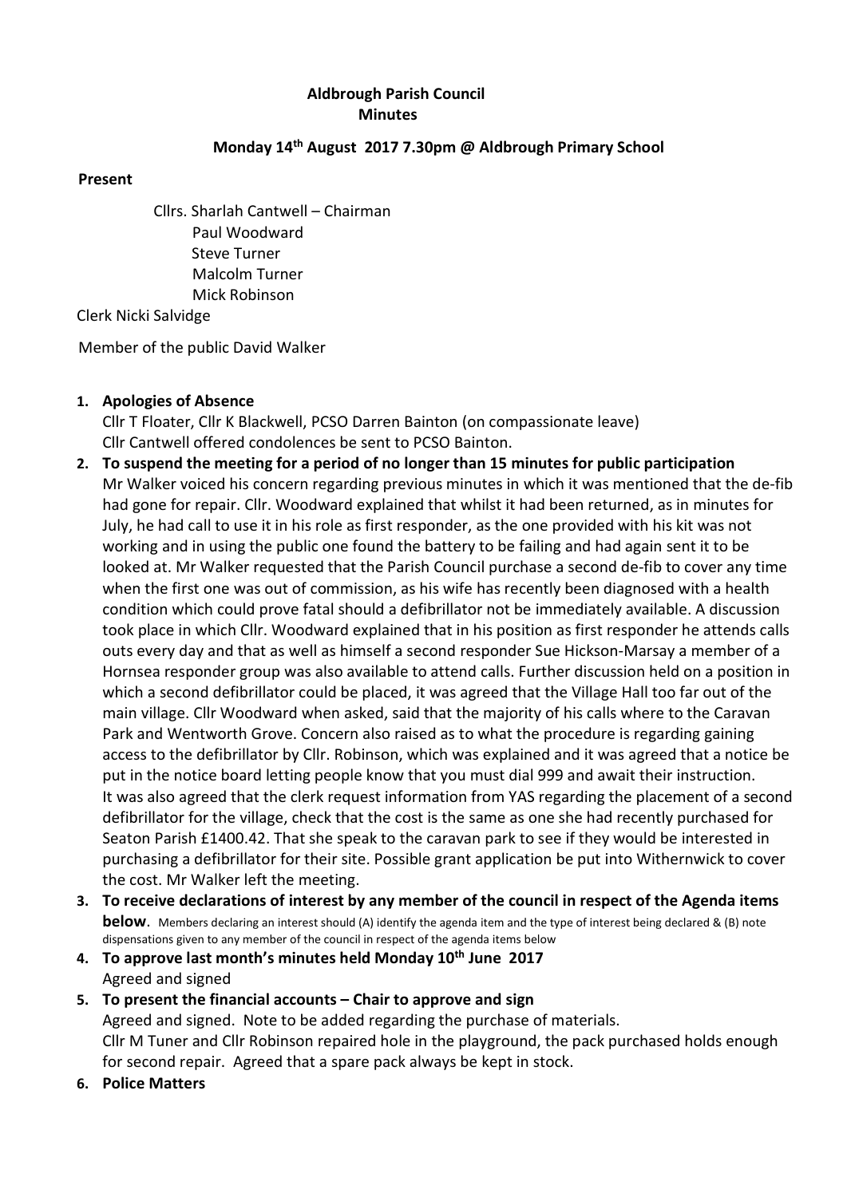**Aldbrough Parish Council**
**Minutes**

**Monday 14th August 2017 7.30pm @ Aldbrough Primary School**

**Present**

Cllrs. Sharlah Cantwell – Chairman
Paul Woodward
Steve Turner
Malcolm Turner
Mick Robinson

Clerk Nicki Salvidge

Member of the public David Walker

1. **Apologies of Absence**
   Cllr T Floater, Cllr K Blackwell, PCSO Darren Bainton (on compassionate leave)
   Cllr Cantwell offered condolences be sent to PCSO Bainton.
2. **To suspend the meeting for a period of no longer than 15 minutes for public participation**
   Mr Walker voiced his concern regarding previous minutes in which it was mentioned that the de-fib had gone for repair. Cllr. Woodward explained that whilst it had been returned, as in minutes for July, he had call to use it in his role as first responder, as the one provided with his kit was not working and in using the public one found the battery to be failing and had again sent it to be looked at. Mr Walker requested that the Parish Council purchase a second de-fib to cover any time when the first one was out of commission, as his wife has recently been diagnosed with a health condition which could prove fatal should a defibrillator not be immediately available. A discussion took place in which Cllr. Woodward explained that in his position as first responder he attends calls outs every day and that as well as himself a second responder Sue Hickson-Marsay a member of a Hornsea responder group was also available to attend calls. Further discussion held on a position in which a second defibrillator could be placed, it was agreed that the Village Hall too far out of the main village. Cllr Woodward when asked, said that the majority of his calls where to the Caravan Park and Wentworth Grove. Concern also raised as to what the procedure is regarding gaining access to the defibrillator by Cllr. Robinson, which was explained and it was agreed that a notice be put in the notice board letting people know that you must dial 999 and await their instruction.
   It was also agreed that the clerk request information from YAS regarding the placement of a second defibrillator for the village, check that the cost is the same as one she had recently purchased for Seaton Parish £1400.42. That she speak to the caravan park to see if they would be interested in purchasing a defibrillator for their site. Possible grant application be put into Withernwick to cover the cost. Mr Walker left the meeting.
3. **To receive declarations of interest by any member of the council in respect of the Agenda items below**. Members declaring an interest should (A) identify the agenda item and the type of interest being declared & (B) note dispensations given to any member of the council in respect of the agenda items below
4. **To approve last month's minutes held Monday 10th June 2017**
   Agreed and signed
5. **To present the financial accounts – Chair to approve and sign**
   Agreed and signed. Note to be added regarding the purchase of materials.
   Cllr M Tuner and Cllr Robinson repaired hole in the playground, the pack purchased holds enough for second repair. Agreed that a spare pack always be kept in stock.
6. **Police Matters**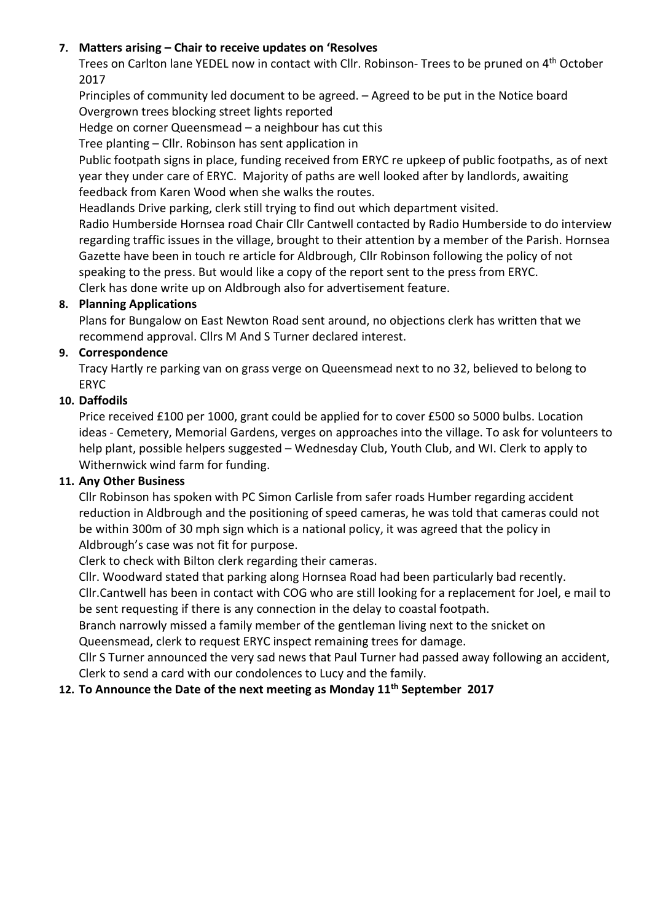7. **Matters arising – Chair to receive updates on 'Resolves**

   Trees on Carlton lane YEDEL now in contact with Cllr. Robinson- Trees to be pruned on 4th October 2017

   Principles of community led document to be agreed. – Agreed to be put in the Notice board

   Overgrown trees blocking street lights reported

   Hedge on corner Queensmead – a neighbour has cut this

   Tree planting – Cllr. Robinson has sent application in

   Public footpath signs in place, funding received from ERYC re upkeep of public footpaths, as of next year they under care of ERYC. Majority of paths are well looked after by landlords, awaiting feedback from Karen Wood when she walks the routes.

   Headlands Drive parking, clerk still trying to find out which department visited.

   Radio Humberside Hornsea road Chair Cllr Cantwell contacted by Radio Humberside to do interview regarding traffic issues in the village, brought to their attention by a member of the Parish. Hornsea Gazette have been in touch re article for Aldbrough, Cllr Robinson following the policy of not speaking to the press. But would like a copy of the report sent to the press from ERYC.

   Clerk has done write up on Aldbrough also for advertisement feature.

8. **Planning Applications**

   Plans for Bungalow on East Newton Road sent around, no objections clerk has written that we recommend approval. Cllrs M And S Turner declared interest.

9. **Correspondence**

   Tracy Hartly re parking van on grass verge on Queensmead next to no 32, believed to belong to ERYC

10. **Daffodils**

    Price received £100 per 1000, grant could be applied for to cover £500 so 5000 bulbs. Location ideas - Cemetery, Memorial Gardens, verges on approaches into the village. To ask for volunteers to help plant, possible helpers suggested – Wednesday Club, Youth Club, and WI. Clerk to apply to Withernwick wind farm for funding.

11. **Any Other Business**

    Cllr Robinson has spoken with PC Simon Carlisle from safer roads Humber regarding accident reduction in Aldbrough and the positioning of speed cameras, he was told that cameras could not be within 300m of 30 mph sign which is a national policy, it was agreed that the policy in Aldbrough's case was not fit for purpose.

    Clerk to check with Bilton clerk regarding their cameras.

    Cllr. Woodward stated that parking along Hornsea Road had been particularly bad recently.

    Cllr.Cantwell has been in contact with COG who are still looking for a replacement for Joel, e mail to be sent requesting if there is any connection in the delay to coastal footpath.

    Branch narrowly missed a family member of the gentleman living next to the snicket on Queensmead, clerk to request ERYC inspect remaining trees for damage.

    Cllr S Turner announced the very sad news that Paul Turner had passed away following an accident, Clerk to send a card with our condolences to Lucy and the family.

12. **To Announce the Date of the next meeting as Monday 11th September 2017**